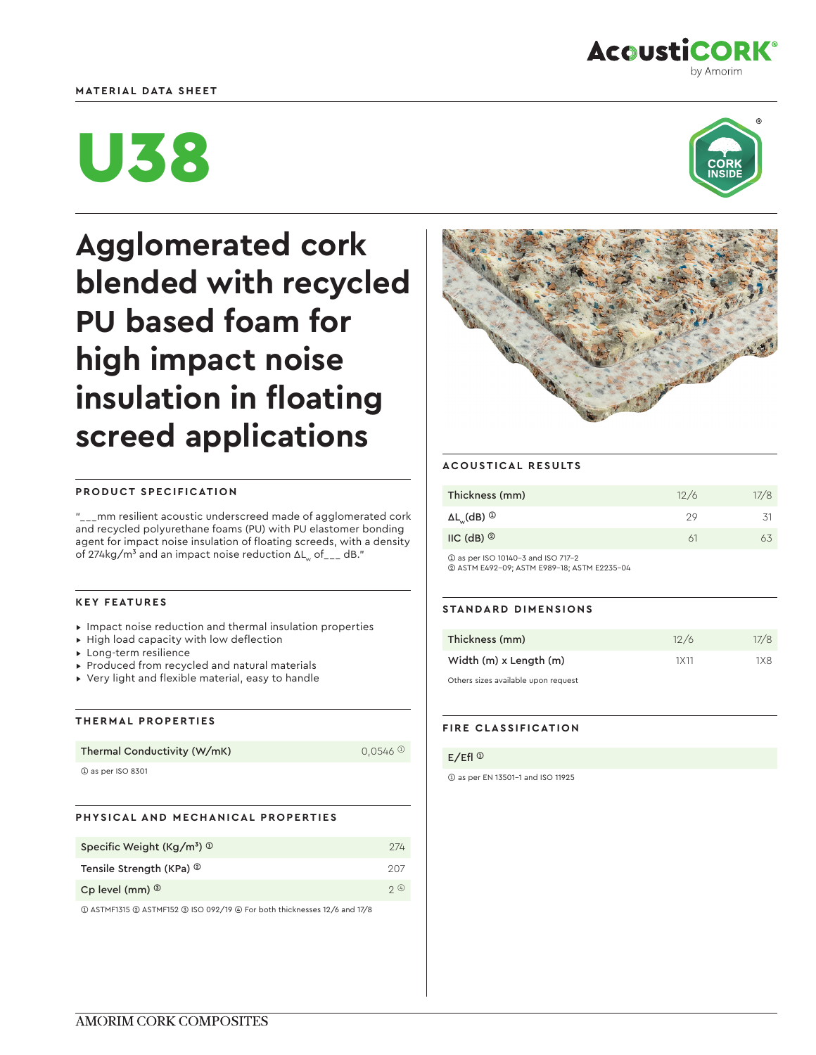MATERIAL DATA SHEET

# U38

## Agglomerated cork blended with recycled PU based foam for high impact noise insulation in floating screed applications

### PRODUCT SPECIFICATION

"___mm resilient acoustic underscreed made of agglomerated cork and recycled polyurethane foams (PU) with PU elastomer bonding agent for impact noise insulation of floating screeds, with a density of 274kg/m³ and an impact noise reduction $\Delta L_w$ of___ dB."

### KEY FEATURES

- Impact noise reduction and thermal insulation properties
- High load capacity with low deflection
- Long-term resilience
- Produced from recycled and natural materials
- Very light and flexible material, easy to handle

### THERMAL PROPERTIES

| Thermal Conductivity (W/mK) | 0,0546 [1] |
|---|---|

[1] as per ISO 8301

### PHYSICAL AND MECHANICAL PROPERTIES

| Property | Value |
|---|---|
| Specific Weight (Kg/m³) [1] | 274 |
| Tensile Strength (KPa) [2] | 207 |
| Cp level (mm) [3] | 2 [4] |

[1] ASTMF1315 [2] ASTMF152 [3] ISO 092/19 [4] For both thicknesses 12/6 and 17/8

### ACOUSTICAL RESULTS

| Thickness (mm) | 12/6 | 17/8 |
|---|---|---|
| $\Delta L_w$(dB) [1] | 29 | 31 |
| IIC (dB) [2] | 61 | 63 |

[1] as per ISO 10140-3 and ISO 717-2
[2] ASTM E492-09; ASTM E989-18; ASTM E2235-04

### STANDARD DIMENSIONS

| Thickness (mm) | 12/6 | 17/8 |
|---|---|---|
| Width (m) x Length (m) | 1X11 | 1X8 |

Others sizes available upon request

### FIRE CLASSIFICATION

| E/Efl [1] |
|---|

[1] as per EN 13501-1 and ISO 11925

AMORIM CORK COMPOSITES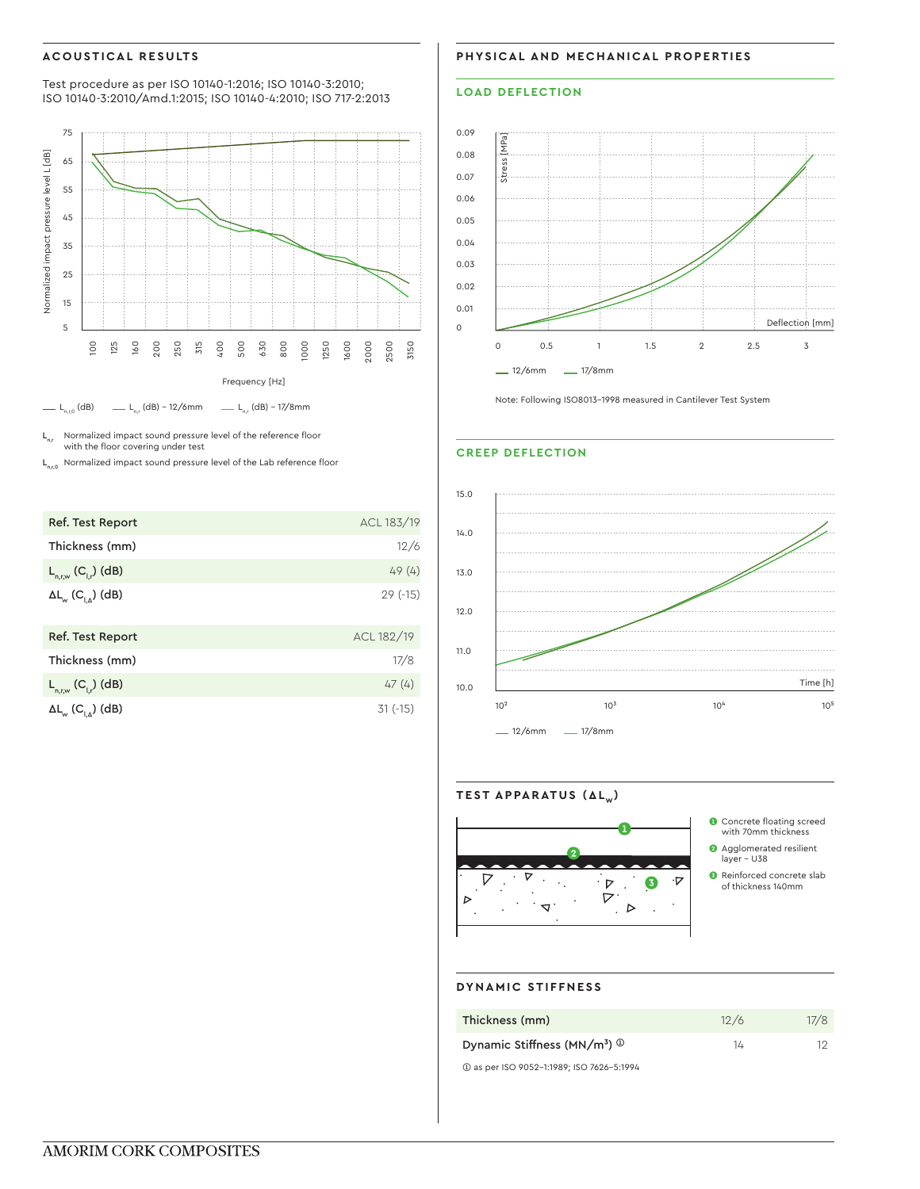## ACOUSTICAL RESULTS

Test procedure as per ISO 10140-1:2016; ISO 10140-3:2010; ISO 10140-3:2010/Amd.1:2015; ISO 10140-4:2010; ISO 717-2:2013

Normalized impact pressure level L [dB]

Frequency [Hz]

— $L_{n,r,0}$ (dB) — $L_{n,r}$ (dB) – 12/6mm — $L_{n,r}$ (dB) – 17/8mm

$L_{n,r}$ Normalized impact sound pressure level of the reference floor with the floor covering under test

$L_{n,r,0}$ Normalized impact sound pressure level of the Lab reference floor

| Ref. Test Report | ACL 183/19 |
|---|---|
| Thickness (mm) | 12/6 |
| $L_{n,r,w}$ ($C_{I,r}$) (dB) | 49 (4) |
| $\Delta L_w$ ($C_{I,\Delta}$) (dB) | 29 (-15) |

| Ref. Test Report | ACL 182/19 |
|---|---|
| Thickness (mm) | 17/8 |
| $L_{n,r,w}$ ($C_{I,r}$) (dB) | 47 (4) |
| $\Delta L_w$ ($C_{I,\Delta}$) (dB) | 31 (-15) |

## PHYSICAL AND MECHANICAL PROPERTIES

### LOAD DEFLECTION

Stress [MPa]

Deflection [mm]

— 12/6mm — 17/8mm

Note: Following ISO8013-1998 measured in Cantilever Test System

### CREEP DEFLECTION

Time [h]

— 12/6mm — 17/8mm

### TEST APPARATUS ($\Delta L_w$)

1. Concrete floating screed with 70mm thickness
2. Agglomerated resilient layer – U38
3. Reinforced concrete slab of thickness 140mm

## DYNAMIC STIFFNESS

| Thickness (mm) | 12/6 | 17/8 |
|---|---|---|
| Dynamic Stiffness (MN/m³) ① | 14 | 12 |

① as per ISO 9052-1:1989; ISO 7626-5:1994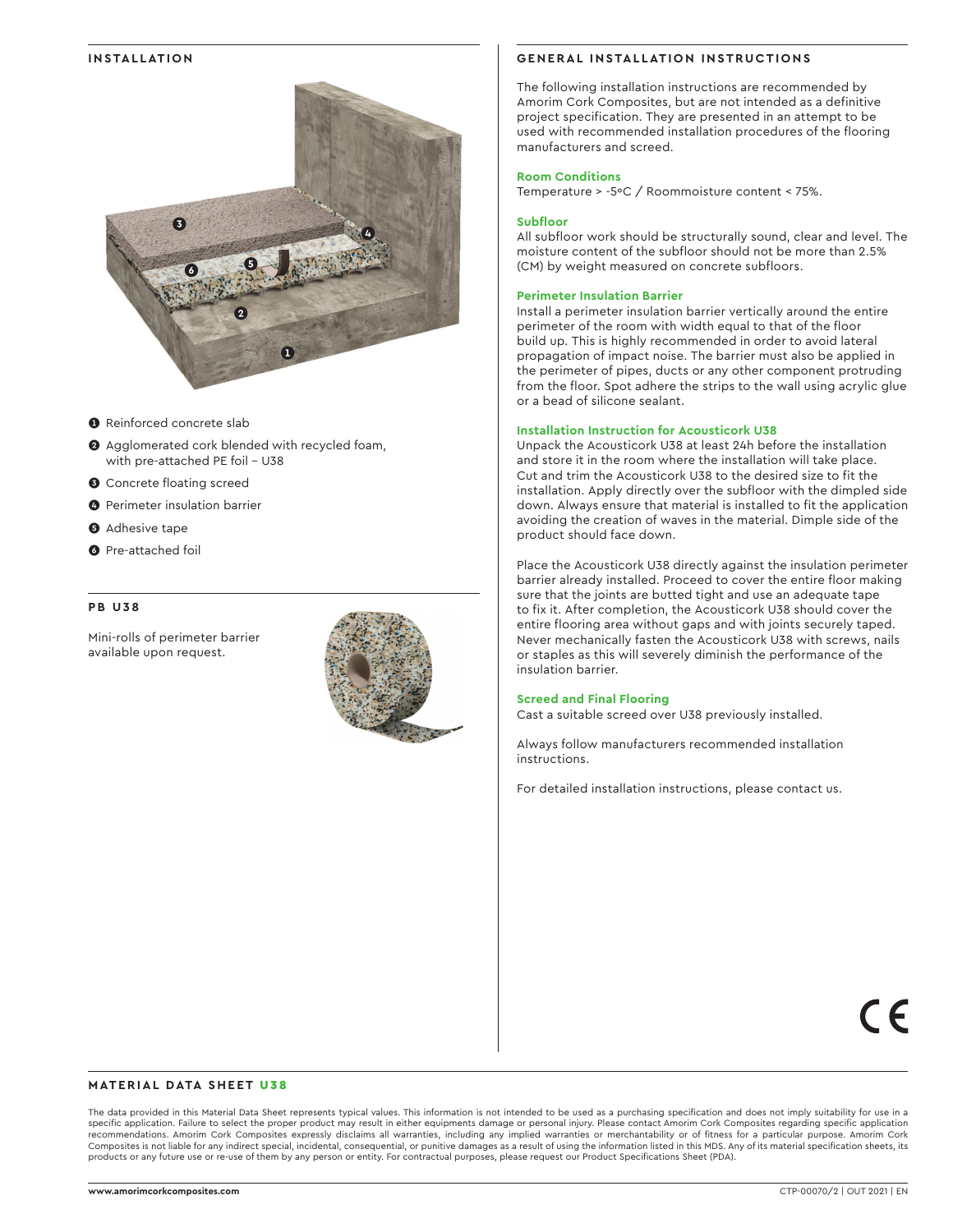## INSTALLATION

1. Reinforced concrete slab
2. Agglomerated cork blended with recycled foam, with pre-attached PE foil – U38
3. Concrete floating screed
4. Perimeter insulation barrier
5. Adhesive tape
6. Pre-attached foil

## PB U38

Mini-rolls of perimeter barrier available upon request.

## GENERAL INSTALLATION INSTRUCTIONS

The following installation instructions are recommended by Amorim Cork Composites, but are not intended as a definitive project specification. They are presented in an attempt to be used with recommended installation procedures of the flooring manufacturers and screed.

### Room Conditions

Temperature > -5ºC / Roommoisture content < 75%.

### Subfloor

All subfloor work should be structurally sound, clear and level. The moisture content of the subfloor should not be more than 2.5% (CM) by weight measured on concrete subfloors.

### Perimeter Insulation Barrier

Install a perimeter insulation barrier vertically around the entire perimeter of the room with width equal to that of the floor build up. This is highly recommended in order to avoid lateral propagation of impact noise. The barrier must also be applied in the perimeter of pipes, ducts or any other component protruding from the floor. Spot adhere the strips to the wall using acrylic glue or a bead of silicone sealant.

### Installation Instruction for Acousticork U38

Unpack the Acousticork U38 at least 24h before the installation and store it in the room where the installation will take place. Cut and trim the Acousticork U38 to the desired size to fit the installation. Apply directly over the subfloor with the dimpled side down. Always ensure that material is installed to fit the application avoiding the creation of waves in the material. Dimple side of the product should face down.

Place the Acousticork U38 directly against the insulation perimeter barrier already installed. Proceed to cover the entire floor making sure that the joints are butted tight and use an adequate tape to fix it. After completion, the Acousticork U38 should cover the entire flooring area without gaps and with joints securely taped. Never mechanically fasten the Acousticork U38 with screws, nails or staples as this will severely diminish the performance of the insulation barrier.

### Screed and Final Flooring

Cast a suitable screed over U38 previously installed.

Always follow manufacturers recommended installation instructions.

For detailed installation instructions, please contact us.

CE

## MATERIAL DATA SHEET U38

The data provided in this Material Data Sheet represents typical values. This information is not intended to be used as a purchasing specification and does not imply suitability for use in a specific application. Failure to select the proper product may result in either equipments damage or personal injury. Please contact Amorim Cork Composites regarding specific application recommendations. Amorim Cork Composites expressly disclaims all warranties, including any implied warranties or merchantability or of fitness for a particular purpose. Amorim Cork Composites is not liable for any indirect special, incidental, consequential, or punitive damages as a result of using the information listed in this MDS. Any of its material specification sheets, its products or any future use or re-use of them by any person or entity. For contractual purposes, please request our Product Specifications Sheet (PDA).

www.amorimcorkcomposites.com

CTP-00070/2 | OUT 2021 | EN